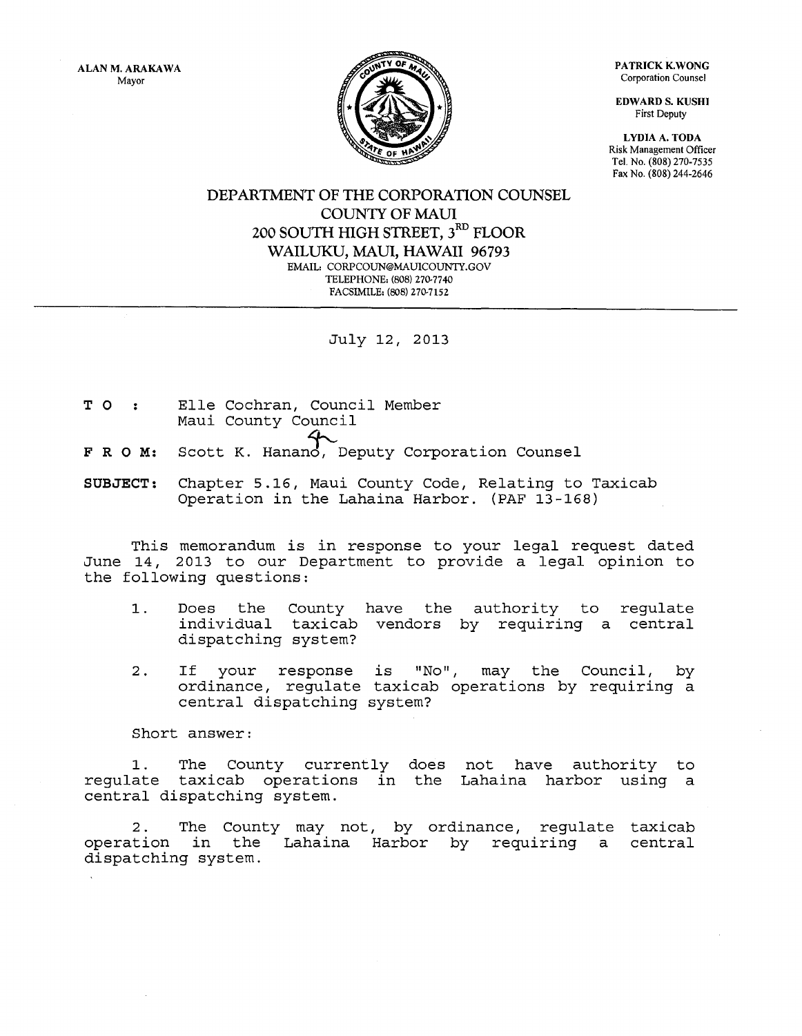ALAN M. ARAKAWA
Mayor

PATRICK K.WONG
Corporation Counsel

EDWARD S. KUSHI
First Deputy

LYDIA A. TODA
Risk Management Officer
Tel. No. (808) 270-7535
Fax No. (808) 244-2646

# DEPARTMENT OF THE CORPORATION COUNSEL
## COUNTY OF MAUI
## 200 SOUTH HIGH STREET, 3RD FLOOR
## WAILUKU, MAUI, HAWAII 96793

EMAIL: CORPCOUN@MAUICOUNTY.GOV
TELEPHONE: (808) 270-7740
FACSIMILE: (808) 270-7152

---

July 12, 2013

**T O :** Elle Cochran, Council Member
Maui County Council

**F R O M:** Scott K. Hanano, Deputy Corporation Counsel

**SUBJECT:** Chapter 5.16, Maui County Code, Relating to Taxicab Operation in the Lahaina Harbor. (PAF 13-168)

This memorandum is in response to your legal request dated June 14, 2013 to our Department to provide a legal opinion to the following questions:

1. Does the County have the authority to regulate individual taxicab vendors by requiring a central dispatching system?

2. If your response is "No", may the Council, by ordinance, regulate taxicab operations by requiring a central dispatching system?

Short answer:

1. The County currently does not have authority to regulate taxicab operations in the Lahaina harbor using a central dispatching system.

2. The County may not, by ordinance, regulate taxicab operation in the Lahaina Harbor by requiring a central dispatching system.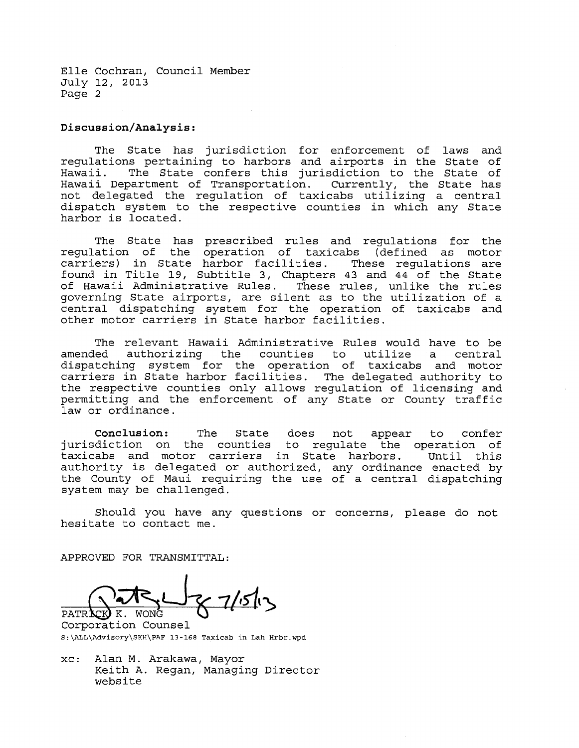Elle Cochran, Council Member
July 12, 2013
Page 2

**Discussion/Analysis:**

The State has jurisdiction for enforcement of laws and regulations pertaining to harbors and airports in the State of Hawaii. The State confers this jurisdiction to the State of Hawaii Department of Transportation. Currently, the State has not delegated the regulation of taxicabs utilizing a central dispatch system to the respective counties in which any State harbor is located.

The State has prescribed rules and regulations for the regulation of the operation of taxicabs (defined as motor carriers) in State harbor facilities. These regulations are found in Title 19, Subtitle 3, Chapters 43 and 44 of the State of Hawaii Administrative Rules. These rules, unlike the rules governing State airports, are silent as to the utilization of a central dispatching system for the operation of taxicabs and other motor carriers in State harbor facilities.

The relevant Hawaii Administrative Rules would have to be amended authorizing the counties to utilize a central dispatching system for the operation of taxicabs and motor carriers in State harbor facilities. The delegated authority to the respective counties only allows regulation of licensing and permitting and the enforcement of any State or County traffic law or ordinance.

**Conclusion:** The State does not appear to confer jurisdiction on the counties to regulate the operation of taxicabs and motor carriers in State harbors. Until this authority is delegated or authorized, any ordinance enacted by the County of Maui requiring the use of a central dispatching system may be challenged.

Should you have any questions or concerns, please do not hesitate to contact me.

APPROVED FOR TRANSMITTAL:

7/15/13

PATRICK K. WONG
Corporation Counsel

S:\ALL\Advisory\SKH\PAF 13-168 Taxicab in Lah Hrbr.wpd

xc: Alan M. Arakawa, Mayor
Keith A. Regan, Managing Director
website